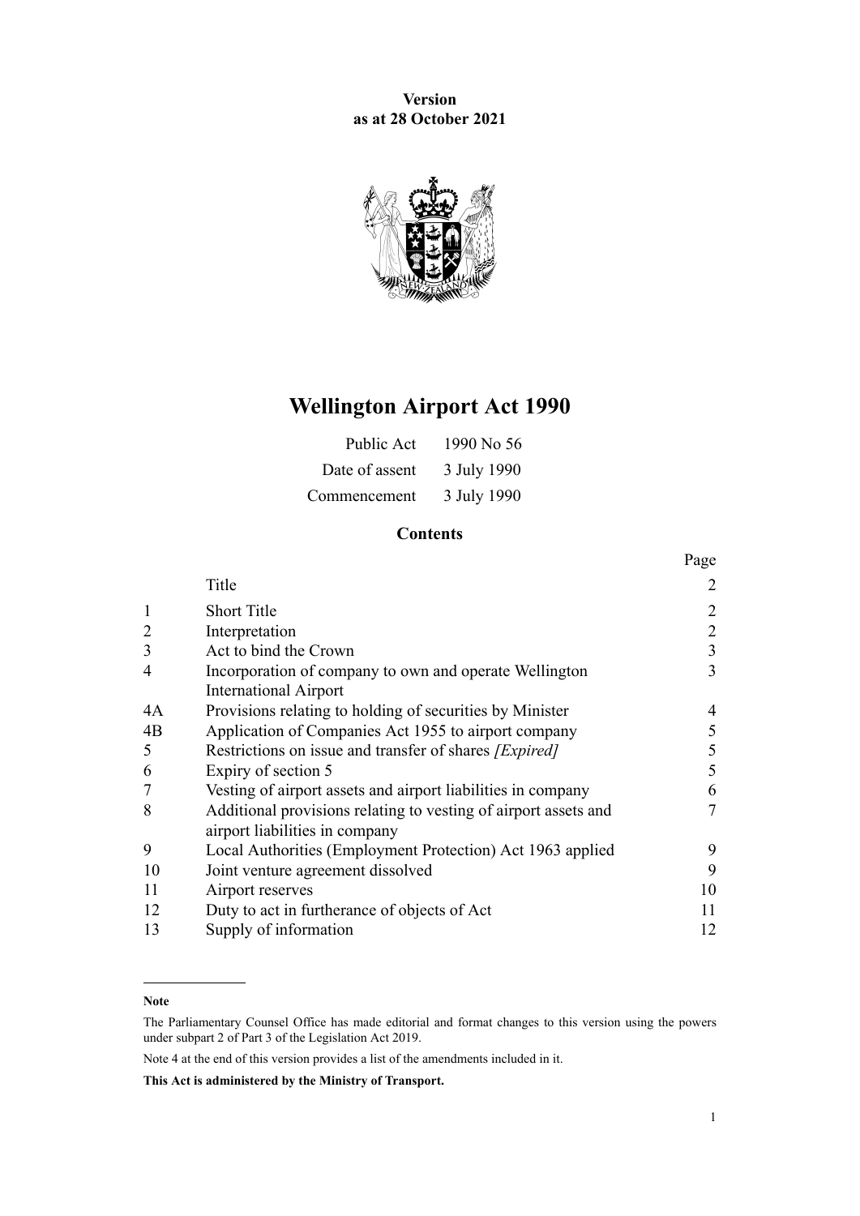**Version**
**as at 28 October 2021**

# Wellington Airport Act 1990

| | |
|---|---|
| Public Act | 1990 No 56 |
| Date of assent | 3 July 1990 |
| Commencement | 3 July 1990 |

## Contents

| | | Page |
|---|---|---|
| | Title | 2 |
| 1 | Short Title | 2 |
| 2 | Interpretation | 2 |
| 3 | Act to bind the Crown | 3 |
| 4 | Incorporation of company to own and operate Wellington International Airport | 3 |
| 4A | Provisions relating to holding of securities by Minister | 4 |
| 4B | Application of Companies Act 1955 to airport company | 5 |
| 5 | Restrictions on issue and transfer of shares *[Expired]* | 5 |
| 6 | Expiry of section 5 | 5 |
| 7 | Vesting of airport assets and airport liabilities in company | 6 |
| 8 | Additional provisions relating to vesting of airport assets and airport liabilities in company | 7 |
| 9 | Local Authorities (Employment Protection) Act 1963 applied | 9 |
| 10 | Joint venture agreement dissolved | 9 |
| 11 | Airport reserves | 10 |
| 12 | Duty to act in furtherance of objects of Act | 11 |
| 13 | Supply of information | 12 |

**Note**

The Parliamentary Counsel Office has made editorial and format changes to this version using the powers under subpart 2 of Part 3 of the Legislation Act 2019.

Note 4 at the end of this version provides a list of the amendments included in it.

**This Act is administered by the Ministry of Transport.**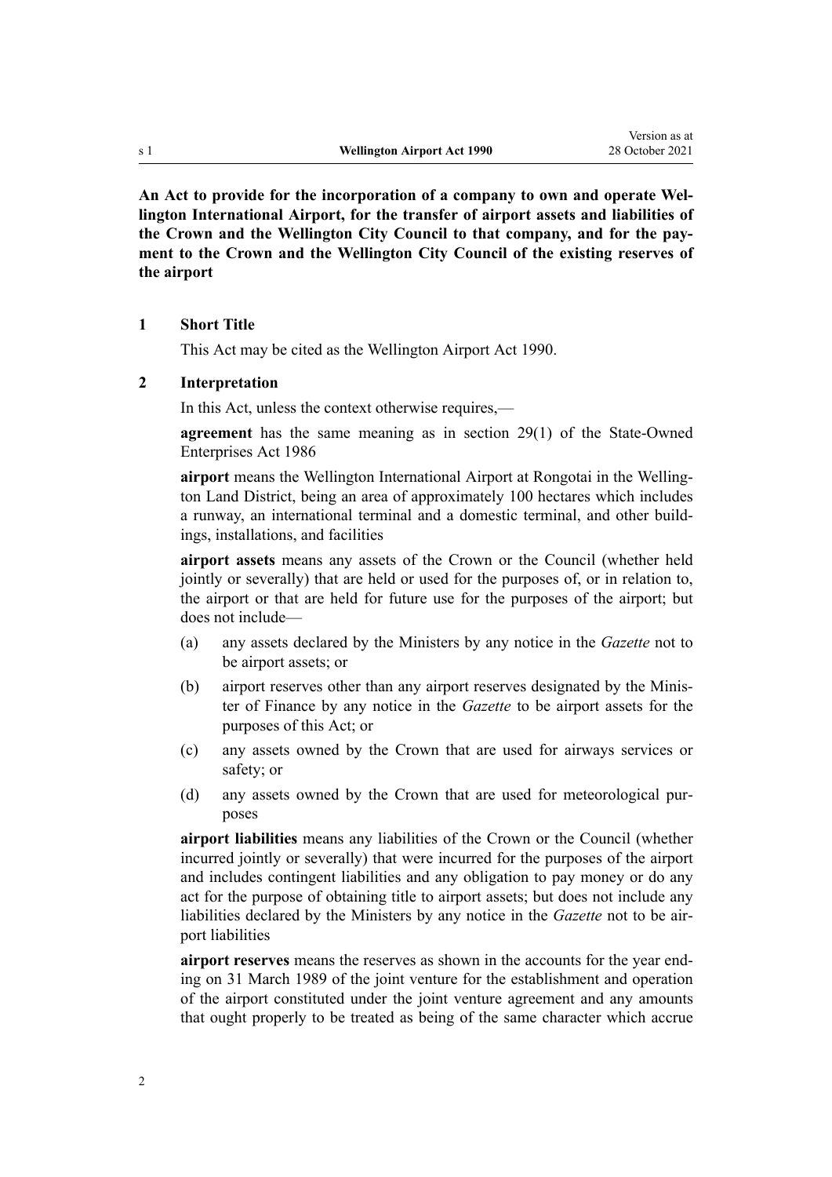**An Act to provide for the incorporation of a company to own and operate Wellington International Airport, for the transfer of airport assets and liabilities of the Crown and the Wellington City Council to that company, and for the payment to the Crown and the Wellington City Council of the existing reserves of the airport**

### 1 Short Title

This Act may be cited as the Wellington Airport Act 1990.

### 2 Interpretation

In this Act, unless the context otherwise requires,—

**agreement** has the same meaning as in section 29(1) of the State-Owned Enterprises Act 1986

**airport** means the Wellington International Airport at Rongotai in the Wellington Land District, being an area of approximately 100 hectares which includes a runway, an international terminal and a domestic terminal, and other buildings, installations, and facilities

**airport assets** means any assets of the Crown or the Council (whether held jointly or severally) that are held or used for the purposes of, or in relation to, the airport or that are held for future use for the purposes of the airport; but does not include—

(a) any assets declared by the Ministers by any notice in the *Gazette* not to be airport assets; or

(b) airport reserves other than any airport reserves designated by the Minister of Finance by any notice in the *Gazette* to be airport assets for the purposes of this Act; or

(c) any assets owned by the Crown that are used for airways services or safety; or

(d) any assets owned by the Crown that are used for meteorological purposes

**airport liabilities** means any liabilities of the Crown or the Council (whether incurred jointly or severally) that were incurred for the purposes of the airport and includes contingent liabilities and any obligation to pay money or do any act for the purpose of obtaining title to airport assets; but does not include any liabilities declared by the Ministers by any notice in the *Gazette* not to be airport liabilities

**airport reserves** means the reserves as shown in the accounts for the year ending on 31 March 1989 of the joint venture for the establishment and operation of the airport constituted under the joint venture agreement and any amounts that ought properly to be treated as being of the same character which accrue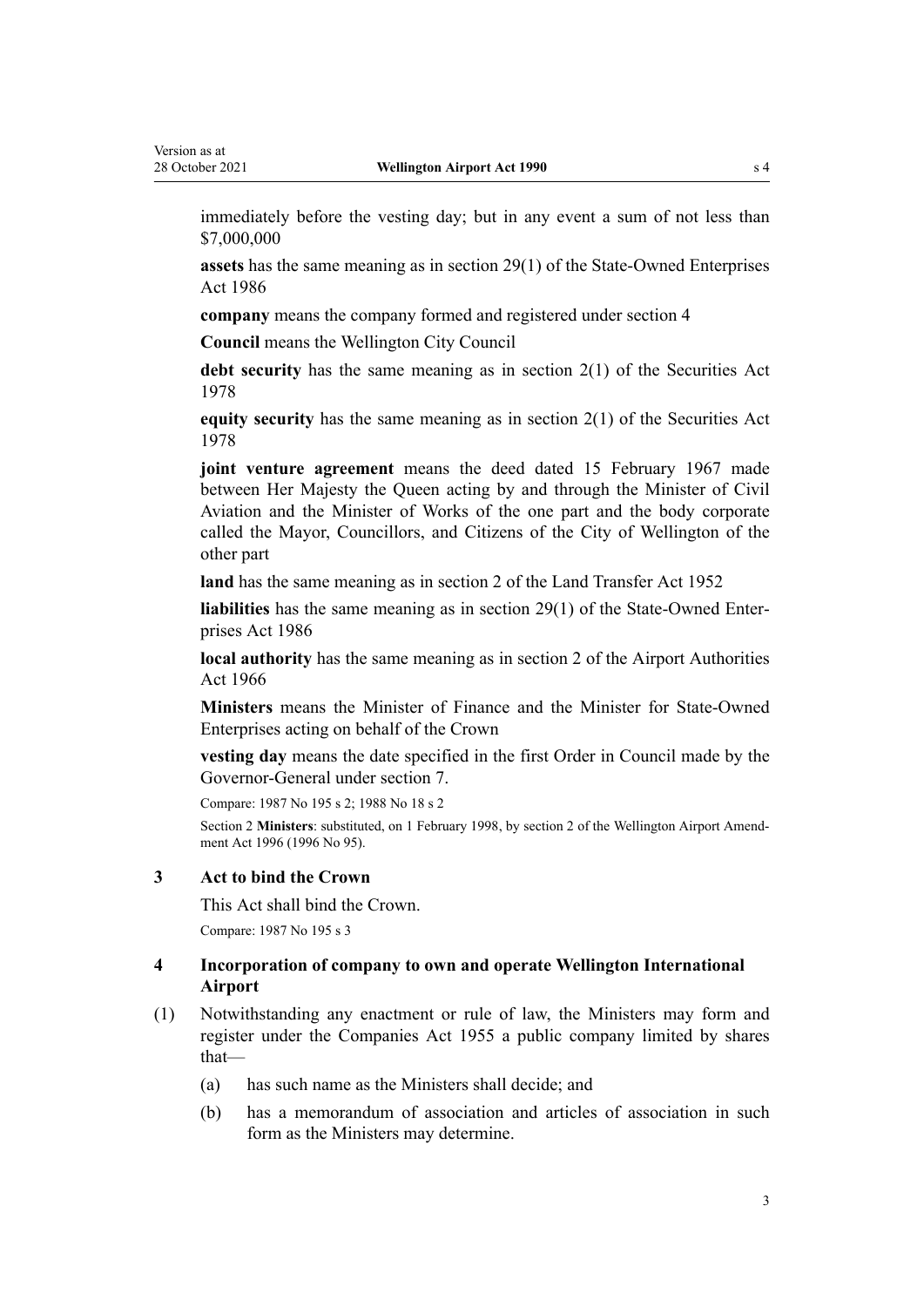immediately before the vesting day; but in any event a sum of not less than $7,000,000

**assets** has the same meaning as in section 29(1) of the State-Owned Enterprises Act 1986

**company** means the company formed and registered under section 4

**Council** means the Wellington City Council

**debt security** has the same meaning as in section 2(1) of the Securities Act 1978

**equity security** has the same meaning as in section 2(1) of the Securities Act 1978

**joint venture agreement** means the deed dated 15 February 1967 made between Her Majesty the Queen acting by and through the Minister of Civil Aviation and the Minister of Works of the one part and the body corporate called the Mayor, Councillors, and Citizens of the City of Wellington of the other part

**land** has the same meaning as in section 2 of the Land Transfer Act 1952

**liabilities** has the same meaning as in section 29(1) of the State-Owned Enterprises Act 1986

**local authority** has the same meaning as in section 2 of the Airport Authorities Act 1966

**Ministers** means the Minister of Finance and the Minister for State-Owned Enterprises acting on behalf of the Crown

**vesting day** means the date specified in the first Order in Council made by the Governor-General under section 7.

Compare: 1987 No 195 s 2; 1988 No 18 s 2

Section 2 **Ministers**: substituted, on 1 February 1998, by section 2 of the Wellington Airport Amendment Act 1996 (1996 No 95).

### 3 Act to bind the Crown

This Act shall bind the Crown.

Compare: 1987 No 195 s 3

### 4 Incorporation of company to own and operate Wellington International Airport

(1) Notwithstanding any enactment or rule of law, the Ministers may form and register under the Companies Act 1955 a public company limited by shares that—

   (a) has such name as the Ministers shall decide; and

   (b) has a memorandum of association and articles of association in such form as the Ministers may determine.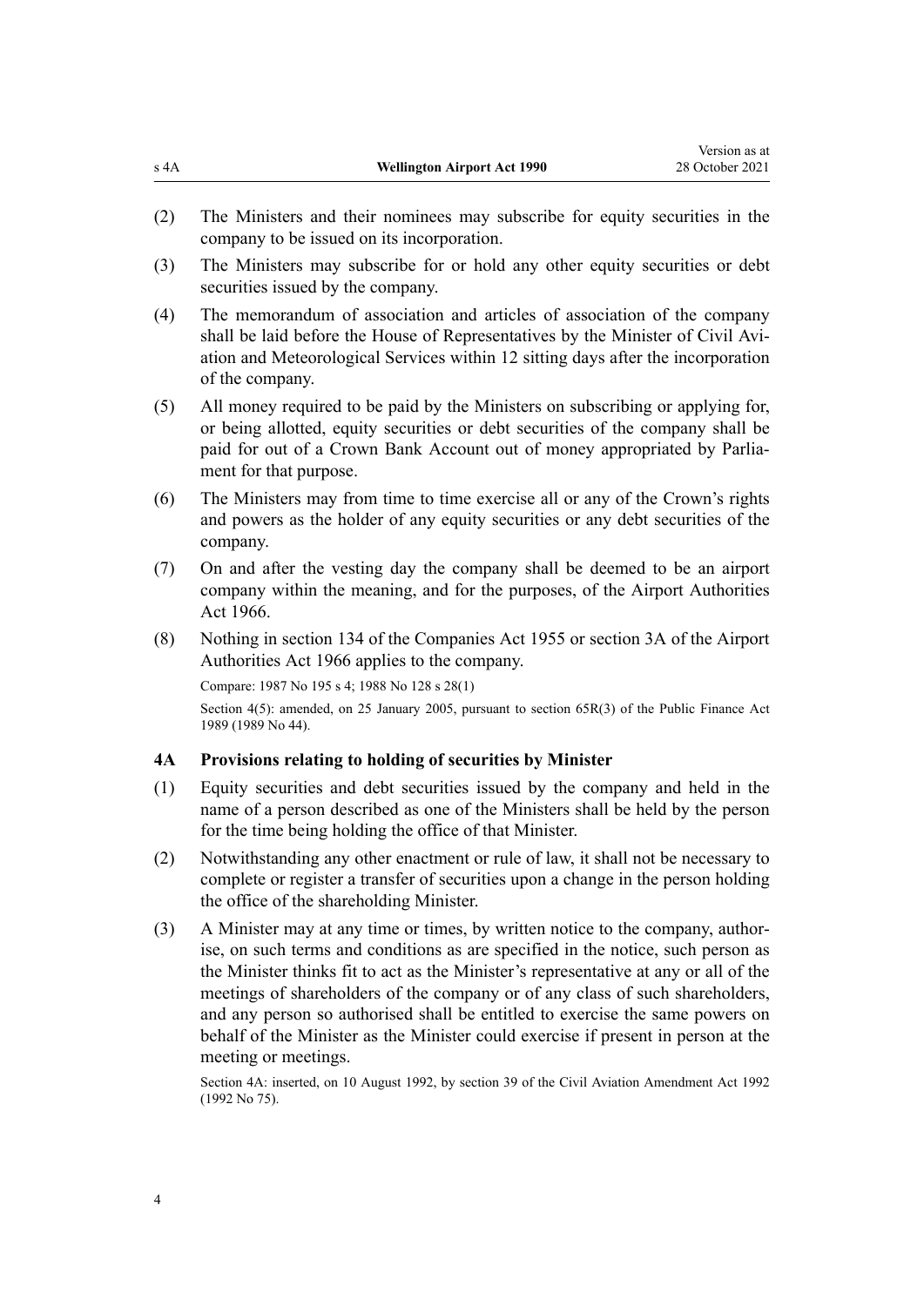(2) The Ministers and their nominees may subscribe for equity securities in the company to be issued on its incorporation.

(3) The Ministers may subscribe for or hold any other equity securities or debt securities issued by the company.

(4) The memorandum of association and articles of association of the company shall be laid before the House of Representatives by the Minister of Civil Aviation and Meteorological Services within 12 sitting days after the incorporation of the company.

(5) All money required to be paid by the Ministers on subscribing or applying for, or being allotted, equity securities or debt securities of the company shall be paid for out of a Crown Bank Account out of money appropriated by Parliament for that purpose.

(6) The Ministers may from time to time exercise all or any of the Crown's rights and powers as the holder of any equity securities or any debt securities of the company.

(7) On and after the vesting day the company shall be deemed to be an airport company within the meaning, and for the purposes, of the Airport Authorities Act 1966.

(8) Nothing in section 134 of the Companies Act 1955 or section 3A of the Airport Authorities Act 1966 applies to the company.

Compare: 1987 No 195 s 4; 1988 No 128 s 28(1)

Section 4(5): amended, on 25 January 2005, pursuant to section 65R(3) of the Public Finance Act 1989 (1989 No 44).

### 4A Provisions relating to holding of securities by Minister

(1) Equity securities and debt securities issued by the company and held in the name of a person described as one of the Ministers shall be held by the person for the time being holding the office of that Minister.

(2) Notwithstanding any other enactment or rule of law, it shall not be necessary to complete or register a transfer of securities upon a change in the person holding the office of the shareholding Minister.

(3) A Minister may at any time or times, by written notice to the company, authorise, on such terms and conditions as are specified in the notice, such person as the Minister thinks fit to act as the Minister's representative at any or all of the meetings of shareholders of the company or of any class of such shareholders, and any person so authorised shall be entitled to exercise the same powers on behalf of the Minister as the Minister could exercise if present in person at the meeting or meetings.

Section 4A: inserted, on 10 August 1992, by section 39 of the Civil Aviation Amendment Act 1992 (1992 No 75).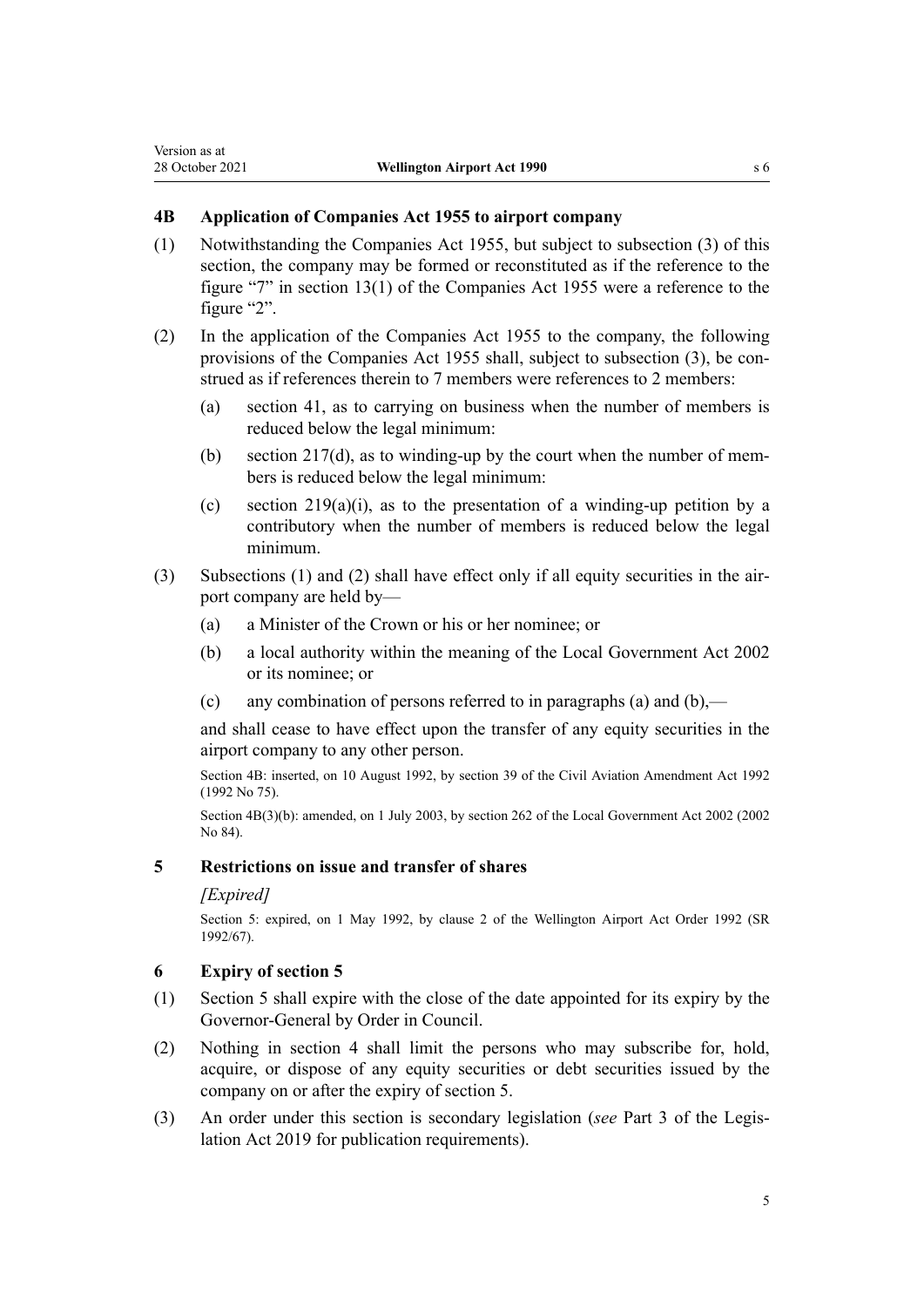### 4B Application of Companies Act 1955 to airport company

(1) Notwithstanding the Companies Act 1955, but subject to subsection (3) of this section, the company may be formed or reconstituted as if the reference to the figure "7" in section 13(1) of the Companies Act 1955 were a reference to the figure "2".

(2) In the application of the Companies Act 1955 to the company, the following provisions of the Companies Act 1955 shall, subject to subsection (3), be construed as if references therein to 7 members were references to 2 members:

- (a) section 41, as to carrying on business when the number of members is reduced below the legal minimum:
- (b) section 217(d), as to winding-up by the court when the number of members is reduced below the legal minimum:
- (c) section 219(a)(i), as to the presentation of a winding-up petition by a contributory when the number of members is reduced below the legal minimum.

(3) Subsections (1) and (2) shall have effect only if all equity securities in the airport company are held by—

- (a) a Minister of the Crown or his or her nominee; or
- (b) a local authority within the meaning of the Local Government Act 2002 or its nominee; or
- (c) any combination of persons referred to in paragraphs (a) and (b),—

and shall cease to have effect upon the transfer of any equity securities in the airport company to any other person.

Section 4B: inserted, on 10 August 1992, by section 39 of the Civil Aviation Amendment Act 1992 (1992 No 75).

Section 4B(3)(b): amended, on 1 July 2003, by section 262 of the Local Government Act 2002 (2002 No 84).

### 5 Restrictions on issue and transfer of shares

*[Expired]*

Section 5: expired, on 1 May 1992, by clause 2 of the Wellington Airport Act Order 1992 (SR 1992/67).

### 6 Expiry of section 5

(1) Section 5 shall expire with the close of the date appointed for its expiry by the Governor-General by Order in Council.

(2) Nothing in section 4 shall limit the persons who may subscribe for, hold, acquire, or dispose of any equity securities or debt securities issued by the company on or after the expiry of section 5.

(3) An order under this section is secondary legislation (*see* Part 3 of the Legislation Act 2019 for publication requirements).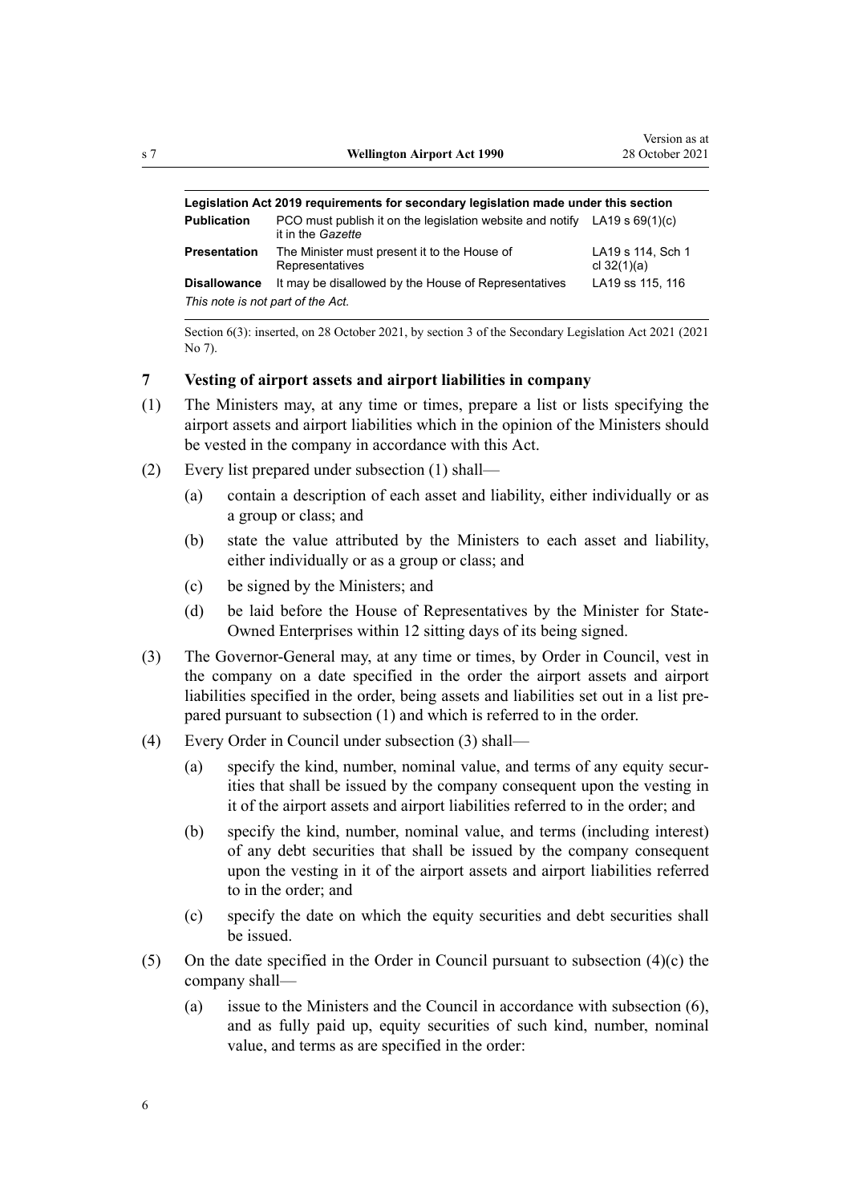| Legislation Act 2019 requirements for secondary legislation made under this section | | |
|---|---|---|
| **Publication** | PCO must publish it on the legislation website and notify it in the *Gazette* | LA19 s 69(1)(c) |
| **Presentation** | The Minister must present it to the House of Representatives | LA19 s 114, Sch 1 cl 32(1)(a) |
| **Disallowance** | It may be disallowed by the House of Representatives | LA19 ss 115, 116 |
| *This note is not part of the Act.* | | |

Section 6(3): inserted, on 28 October 2021, by section 3 of the Secondary Legislation Act 2021 (2021 No 7).

### 7 Vesting of airport assets and airport liabilities in company

(1) The Ministers may, at any time or times, prepare a list or lists specifying the airport assets and airport liabilities which in the opinion of the Ministers should be vested in the company in accordance with this Act.

(2) Every list prepared under subsection (1) shall—

(a) contain a description of each asset and liability, either individually or as a group or class; and

(b) state the value attributed by the Ministers to each asset and liability, either individually or as a group or class; and

(c) be signed by the Ministers; and

(d) be laid before the House of Representatives by the Minister for State-Owned Enterprises within 12 sitting days of its being signed.

(3) The Governor-General may, at any time or times, by Order in Council, vest in the company on a date specified in the order the airport assets and airport liabilities specified in the order, being assets and liabilities set out in a list prepared pursuant to subsection (1) and which is referred to in the order.

(4) Every Order in Council under subsection (3) shall—

(a) specify the kind, number, nominal value, and terms of any equity securities that shall be issued by the company consequent upon the vesting in it of the airport assets and airport liabilities referred to in the order; and

(b) specify the kind, number, nominal value, and terms (including interest) of any debt securities that shall be issued by the company consequent upon the vesting in it of the airport assets and airport liabilities referred to in the order; and

(c) specify the date on which the equity securities and debt securities shall be issued.

(5) On the date specified in the Order in Council pursuant to subsection (4)(c) the company shall—

(a) issue to the Ministers and the Council in accordance with subsection (6), and as fully paid up, equity securities of such kind, number, nominal value, and terms as are specified in the order: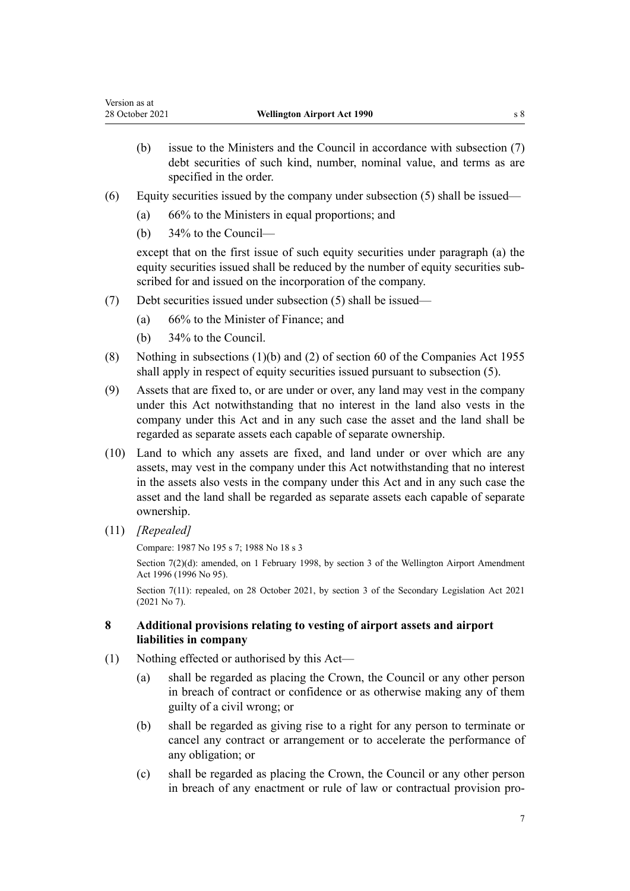(b) issue to the Ministers and the Council in accordance with subsection (7) debt securities of such kind, number, nominal value, and terms as are specified in the order.

(6) Equity securities issued by the company under subsection (5) shall be issued—

(a) 66% to the Ministers in equal proportions; and

(b) 34% to the Council—

except that on the first issue of such equity securities under paragraph (a) the equity securities issued shall be reduced by the number of equity securities subscribed for and issued on the incorporation of the company.

(7) Debt securities issued under subsection (5) shall be issued—

(a) 66% to the Minister of Finance; and

(b) 34% to the Council.

(8) Nothing in subsections (1)(b) and (2) of section 60 of the Companies Act 1955 shall apply in respect of equity securities issued pursuant to subsection (5).

(9) Assets that are fixed to, or are under or over, any land may vest in the company under this Act notwithstanding that no interest in the land also vests in the company under this Act and in any such case the asset and the land shall be regarded as separate assets each capable of separate ownership.

(10) Land to which any assets are fixed, and land under or over which are any assets, may vest in the company under this Act notwithstanding that no interest in the assets also vests in the company under this Act and in any such case the asset and the land shall be regarded as separate assets each capable of separate ownership.

(11) *[Repealed]*

Compare: 1987 No 195 s 7; 1988 No 18 s 3

Section 7(2)(d): amended, on 1 February 1998, by section 3 of the Wellington Airport Amendment Act 1996 (1996 No 95).

Section 7(11): repealed, on 28 October 2021, by section 3 of the Secondary Legislation Act 2021 (2021 No 7).

### 8 Additional provisions relating to vesting of airport assets and airport liabilities in company

(1) Nothing effected or authorised by this Act—

(a) shall be regarded as placing the Crown, the Council or any other person in breach of contract or confidence or as otherwise making any of them guilty of a civil wrong; or

(b) shall be regarded as giving rise to a right for any person to terminate or cancel any contract or arrangement or to accelerate the performance of any obligation; or

(c) shall be regarded as placing the Crown, the Council or any other person in breach of any enactment or rule of law or contractual provision pro-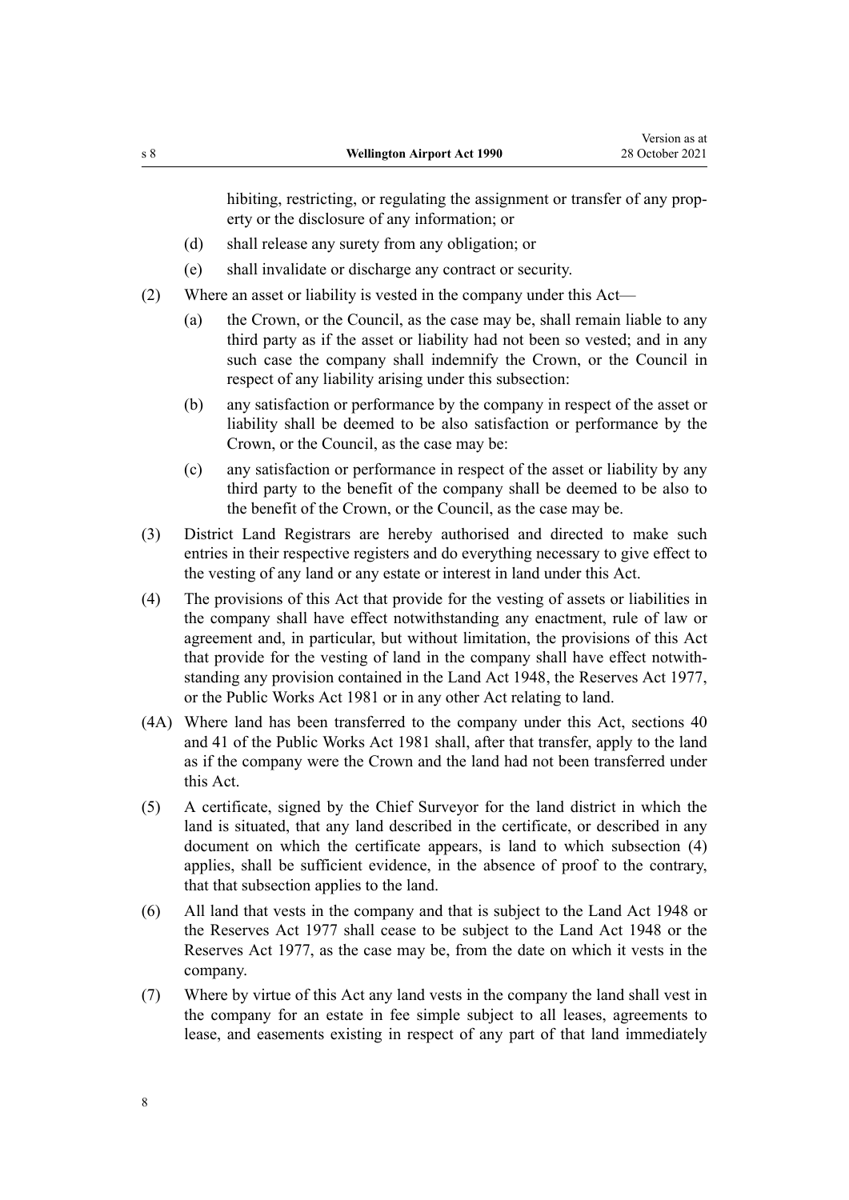hibiting, restricting, or regulating the assignment or transfer of any property or the disclosure of any information; or

(d) shall release any surety from any obligation; or

(e) shall invalidate or discharge any contract or security.

(2) Where an asset or liability is vested in the company under this Act—

(a) the Crown, or the Council, as the case may be, shall remain liable to any third party as if the asset or liability had not been so vested; and in any such case the company shall indemnify the Crown, or the Council in respect of any liability arising under this subsection:

(b) any satisfaction or performance by the company in respect of the asset or liability shall be deemed to be also satisfaction or performance by the Crown, or the Council, as the case may be:

(c) any satisfaction or performance in respect of the asset or liability by any third party to the benefit of the company shall be deemed to be also to the benefit of the Crown, or the Council, as the case may be.

(3) District Land Registrars are hereby authorised and directed to make such entries in their respective registers and do everything necessary to give effect to the vesting of any land or any estate or interest in land under this Act.

(4) The provisions of this Act that provide for the vesting of assets or liabilities in the company shall have effect notwithstanding any enactment, rule of law or agreement and, in particular, but without limitation, the provisions of this Act that provide for the vesting of land in the company shall have effect notwithstanding any provision contained in the Land Act 1948, the Reserves Act 1977, or the Public Works Act 1981 or in any other Act relating to land.

(4A) Where land has been transferred to the company under this Act, sections 40 and 41 of the Public Works Act 1981 shall, after that transfer, apply to the land as if the company were the Crown and the land had not been transferred under this Act.

(5) A certificate, signed by the Chief Surveyor for the land district in which the land is situated, that any land described in the certificate, or described in any document on which the certificate appears, is land to which subsection (4) applies, shall be sufficient evidence, in the absence of proof to the contrary, that that subsection applies to the land.

(6) All land that vests in the company and that is subject to the Land Act 1948 or the Reserves Act 1977 shall cease to be subject to the Land Act 1948 or the Reserves Act 1977, as the case may be, from the date on which it vests in the company.

(7) Where by virtue of this Act any land vests in the company the land shall vest in the company for an estate in fee simple subject to all leases, agreements to lease, and easements existing in respect of any part of that land immediately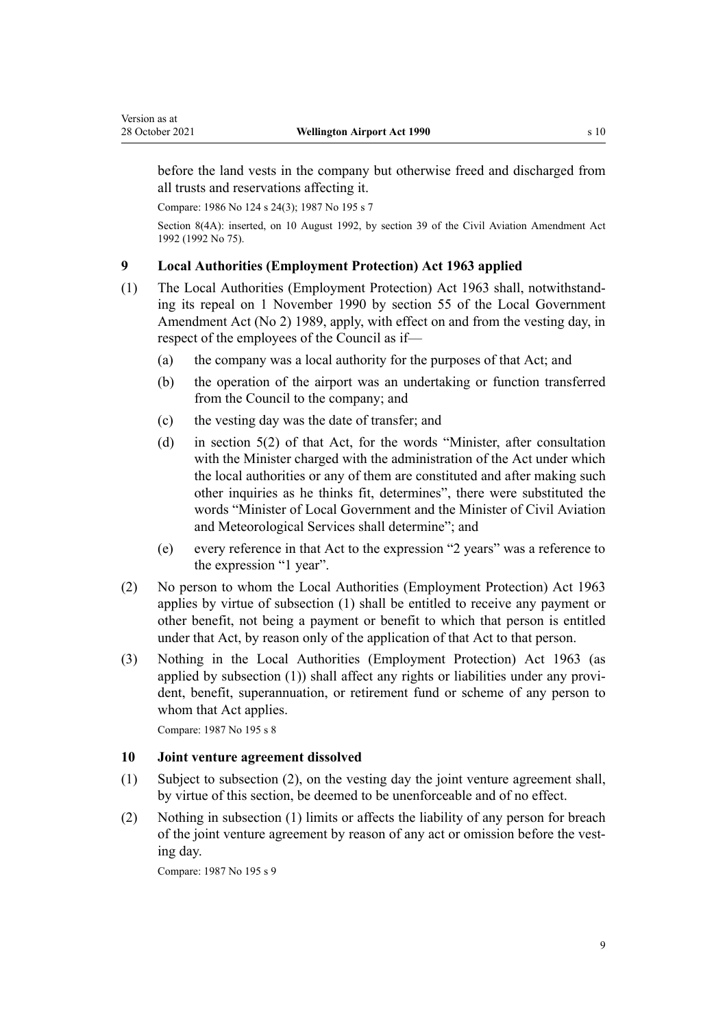before the land vests in the company but otherwise freed and discharged from all trusts and reservations affecting it.

Compare: 1986 No 124 s 24(3); 1987 No 195 s 7

Section 8(4A): inserted, on 10 August 1992, by section 39 of the Civil Aviation Amendment Act 1992 (1992 No 75).

### 9 Local Authorities (Employment Protection) Act 1963 applied

(1) The Local Authorities (Employment Protection) Act 1963 shall, notwithstanding its repeal on 1 November 1990 by section 55 of the Local Government Amendment Act (No 2) 1989, apply, with effect on and from the vesting day, in respect of the employees of the Council as if—

  (a) the company was a local authority for the purposes of that Act; and

  (b) the operation of the airport was an undertaking or function transferred from the Council to the company; and

  (c) the vesting day was the date of transfer; and

  (d) in section 5(2) of that Act, for the words "Minister, after consultation with the Minister charged with the administration of the Act under which the local authorities or any of them are constituted and after making such other inquiries as he thinks fit, determines", there were substituted the words "Minister of Local Government and the Minister of Civil Aviation and Meteorological Services shall determine"; and

  (e) every reference in that Act to the expression "2 years" was a reference to the expression "1 year".

(2) No person to whom the Local Authorities (Employment Protection) Act 1963 applies by virtue of subsection (1) shall be entitled to receive any payment or other benefit, not being a payment or benefit to which that person is entitled under that Act, by reason only of the application of that Act to that person.

(3) Nothing in the Local Authorities (Employment Protection) Act 1963 (as applied by subsection (1)) shall affect any rights or liabilities under any provident, benefit, superannuation, or retirement fund or scheme of any person to whom that Act applies.

Compare: 1987 No 195 s 8

### 10 Joint venture agreement dissolved

(1) Subject to subsection (2), on the vesting day the joint venture agreement shall, by virtue of this section, be deemed to be unenforceable and of no effect.

(2) Nothing in subsection (1) limits or affects the liability of any person for breach of the joint venture agreement by reason of any act or omission before the vesting day.

Compare: 1987 No 195 s 9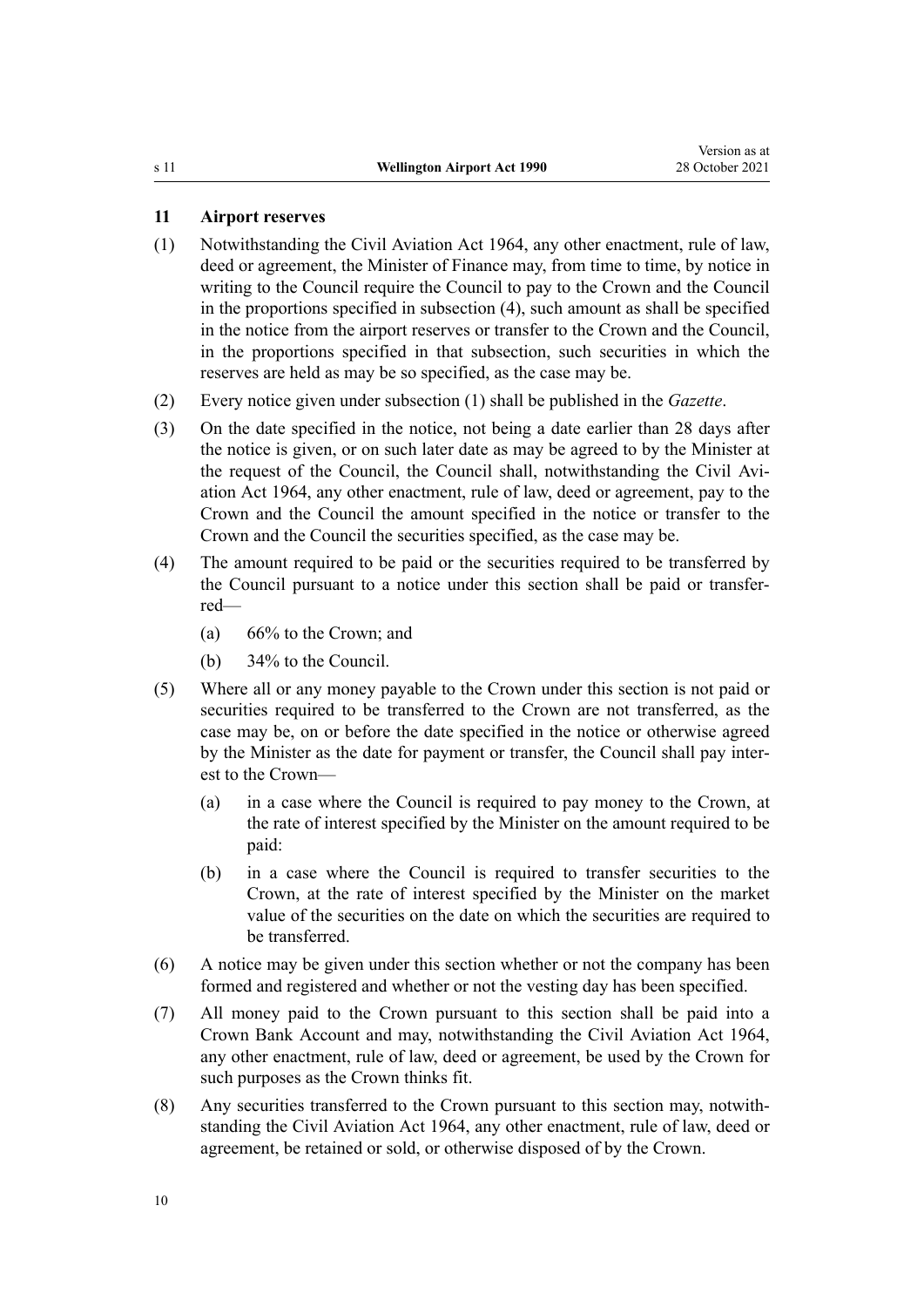## 11 Airport reserves

(1) Notwithstanding the Civil Aviation Act 1964, any other enactment, rule of law, deed or agreement, the Minister of Finance may, from time to time, by notice in writing to the Council require the Council to pay to the Crown and the Council in the proportions specified in subsection (4), such amount as shall be specified in the notice from the airport reserves or transfer to the Crown and the Council, in the proportions specified in that subsection, such securities in which the reserves are held as may be so specified, as the case may be.

(2) Every notice given under subsection (1) shall be published in the *Gazette*.

(3) On the date specified in the notice, not being a date earlier than 28 days after the notice is given, or on such later date as may be agreed to by the Minister at the request of the Council, the Council shall, notwithstanding the Civil Aviation Act 1964, any other enactment, rule of law, deed or agreement, pay to the Crown and the Council the amount specified in the notice or transfer to the Crown and the Council the securities specified, as the case may be.

(4) The amount required to be paid or the securities required to be transferred by the Council pursuant to a notice under this section shall be paid or transferred—

- (a) 66% to the Crown; and
- (b) 34% to the Council.

(5) Where all or any money payable to the Crown under this section is not paid or securities required to be transferred to the Crown are not transferred, as the case may be, on or before the date specified in the notice or otherwise agreed by the Minister as the date for payment or transfer, the Council shall pay interest to the Crown—

- (a) in a case where the Council is required to pay money to the Crown, at the rate of interest specified by the Minister on the amount required to be paid:
- (b) in a case where the Council is required to transfer securities to the Crown, at the rate of interest specified by the Minister on the market value of the securities on the date on which the securities are required to be transferred.

(6) A notice may be given under this section whether or not the company has been formed and registered and whether or not the vesting day has been specified.

(7) All money paid to the Crown pursuant to this section shall be paid into a Crown Bank Account and may, notwithstanding the Civil Aviation Act 1964, any other enactment, rule of law, deed or agreement, be used by the Crown for such purposes as the Crown thinks fit.

(8) Any securities transferred to the Crown pursuant to this section may, notwithstanding the Civil Aviation Act 1964, any other enactment, rule of law, deed or agreement, be retained or sold, or otherwise disposed of by the Crown.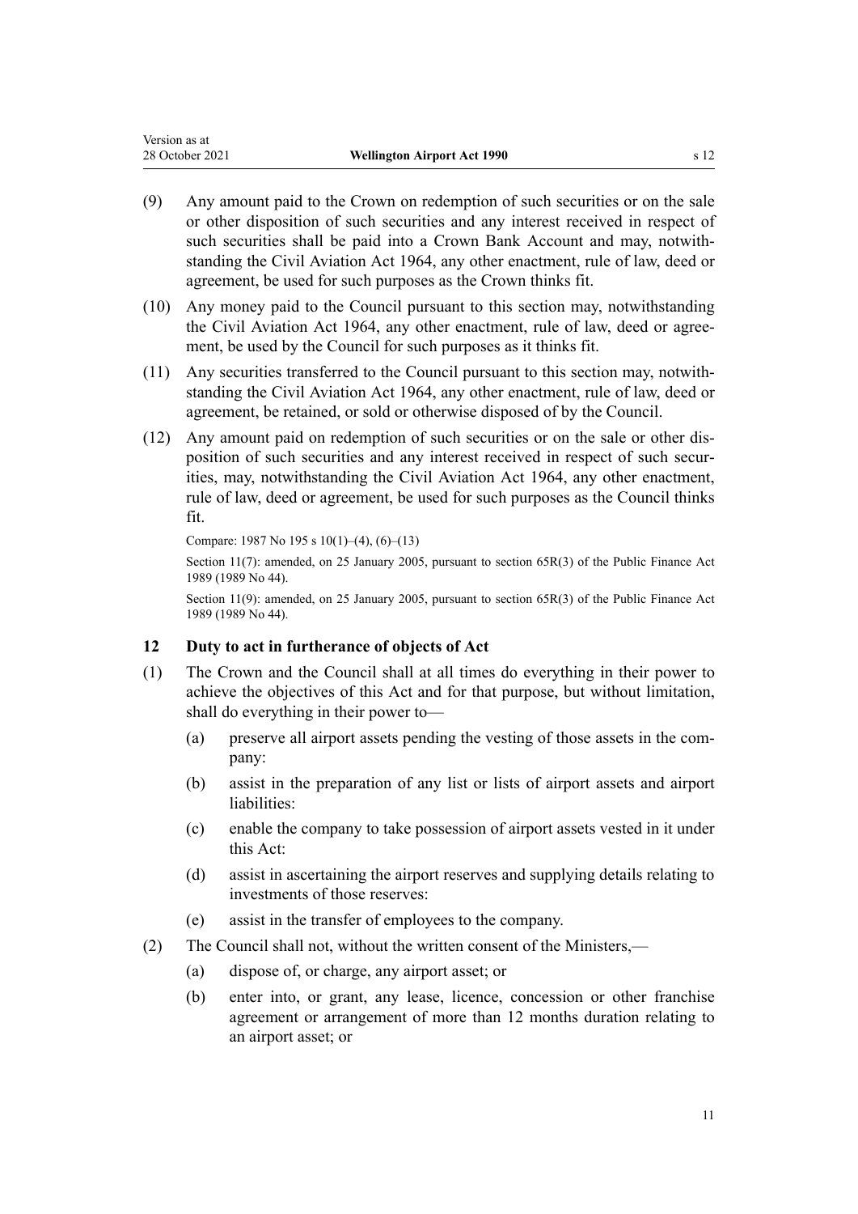(9) Any amount paid to the Crown on redemption of such securities or on the sale or other disposition of such securities and any interest received in respect of such securities shall be paid into a Crown Bank Account and may, notwithstanding the Civil Aviation Act 1964, any other enactment, rule of law, deed or agreement, be used for such purposes as the Crown thinks fit.

(10) Any money paid to the Council pursuant to this section may, notwithstanding the Civil Aviation Act 1964, any other enactment, rule of law, deed or agreement, be used by the Council for such purposes as it thinks fit.

(11) Any securities transferred to the Council pursuant to this section may, notwithstanding the Civil Aviation Act 1964, any other enactment, rule of law, deed or agreement, be retained, or sold or otherwise disposed of by the Council.

(12) Any amount paid on redemption of such securities or on the sale or other disposition of such securities and any interest received in respect of such securities, may, notwithstanding the Civil Aviation Act 1964, any other enactment, rule of law, deed or agreement, be used for such purposes as the Council thinks fit.

Compare: 1987 No 195 s 10(1)–(4), (6)–(13)

Section 11(7): amended, on 25 January 2005, pursuant to section 65R(3) of the Public Finance Act 1989 (1989 No 44).

Section 11(9): amended, on 25 January 2005, pursuant to section 65R(3) of the Public Finance Act 1989 (1989 No 44).

### 12 Duty to act in furtherance of objects of Act

(1) The Crown and the Council shall at all times do everything in their power to achieve the objectives of this Act and for that purpose, but without limitation, shall do everything in their power to—

- (a) preserve all airport assets pending the vesting of those assets in the company:
- (b) assist in the preparation of any list or lists of airport assets and airport liabilities:
- (c) enable the company to take possession of airport assets vested in it under this Act:
- (d) assist in ascertaining the airport reserves and supplying details relating to investments of those reserves:
- (e) assist in the transfer of employees to the company.

(2) The Council shall not, without the written consent of the Ministers,—

- (a) dispose of, or charge, any airport asset; or
- (b) enter into, or grant, any lease, licence, concession or other franchise agreement or arrangement of more than 12 months duration relating to an airport asset; or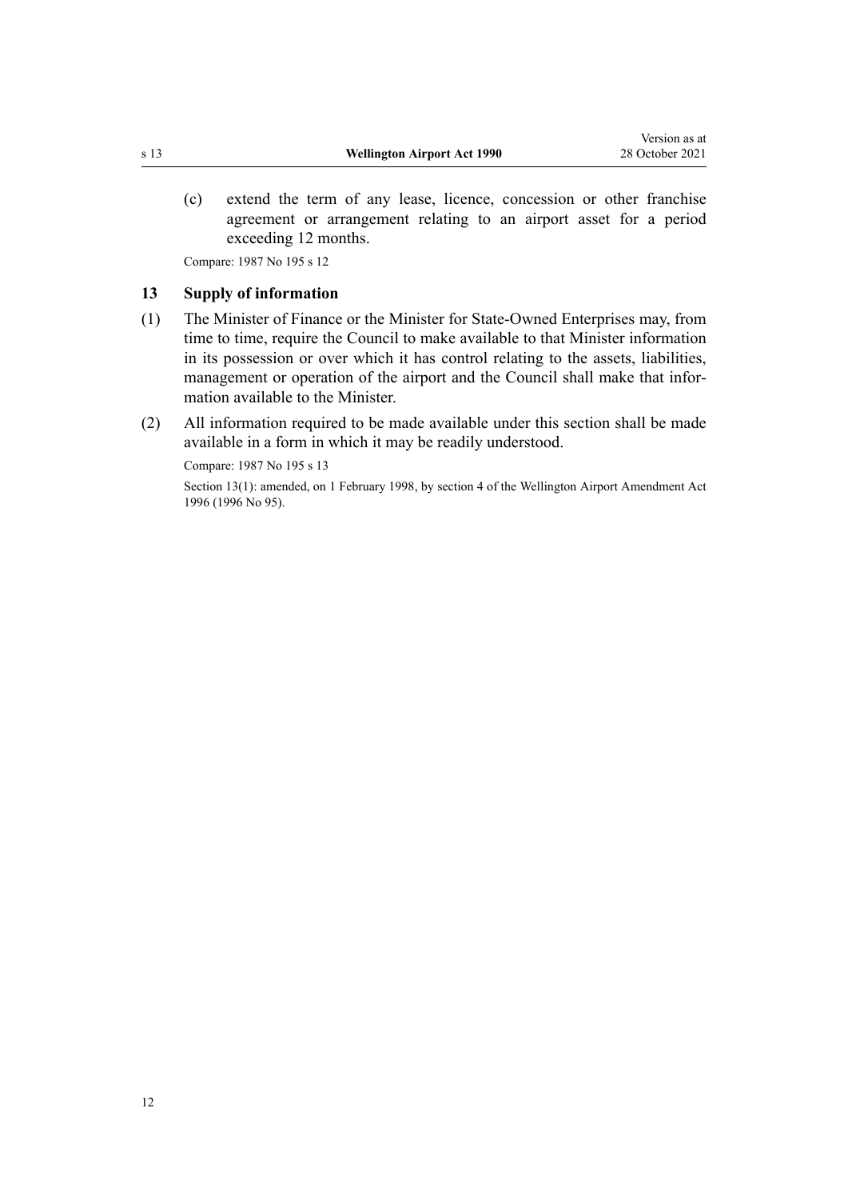(c) extend the term of any lease, licence, concession or other franchise agreement or arrangement relating to an airport asset for a period exceeding 12 months.

Compare: 1987 No 195 s 12

## 13 Supply of information

(1) The Minister of Finance or the Minister for State-Owned Enterprises may, from time to time, require the Council to make available to that Minister information in its possession or over which it has control relating to the assets, liabilities, management or operation of the airport and the Council shall make that information available to the Minister.

(2) All information required to be made available under this section shall be made available in a form in which it may be readily understood.

Compare: 1987 No 195 s 13

Section 13(1): amended, on 1 February 1998, by section 4 of the Wellington Airport Amendment Act 1996 (1996 No 95).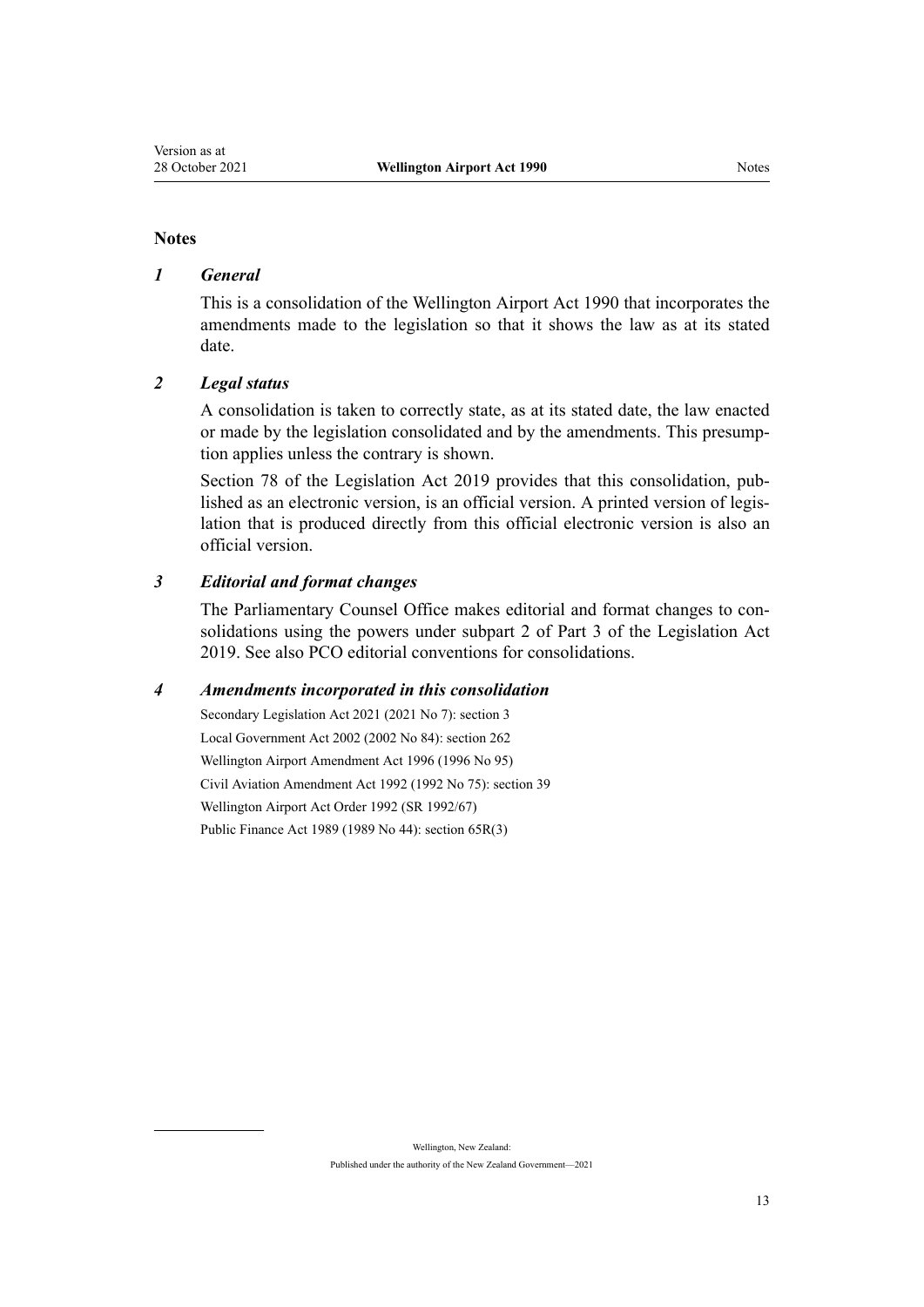## Notes

### *1 General*

This is a consolidation of the Wellington Airport Act 1990 that incorporates the amendments made to the legislation so that it shows the law as at its stated date.

### *2 Legal status*

A consolidation is taken to correctly state, as at its stated date, the law enacted or made by the legislation consolidated and by the amendments. This presumption applies unless the contrary is shown.

Section 78 of the Legislation Act 2019 provides that this consolidation, published as an electronic version, is an official version. A printed version of legislation that is produced directly from this official electronic version is also an official version.

### *3 Editorial and format changes*

The Parliamentary Counsel Office makes editorial and format changes to consolidations using the powers under subpart 2 of Part 3 of the Legislation Act 2019. See also PCO editorial conventions for consolidations.

### *4 Amendments incorporated in this consolidation*

Secondary Legislation Act 2021 (2021 No 7): section 3

Local Government Act 2002 (2002 No 84): section 262

Wellington Airport Amendment Act 1996 (1996 No 95)

Civil Aviation Amendment Act 1992 (1992 No 75): section 39

Wellington Airport Act Order 1992 (SR 1992/67)

Public Finance Act 1989 (1989 No 44): section 65R(3)

Wellington, New Zealand:

Published under the authority of the New Zealand Government—2021